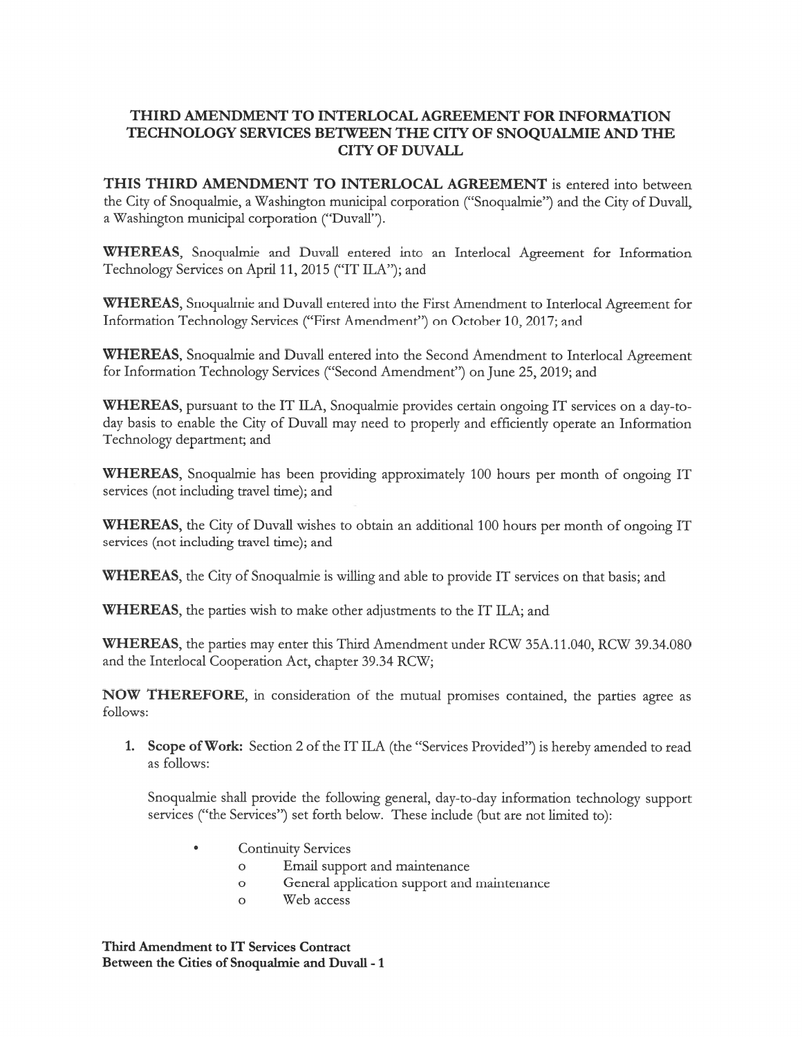# THIRD AMENDMENT TO INTERLOCAL AGREEMENT FOR INFORMATION TECHNOLOGY SERVICES BETWEEN THE CITY OF SNOQUALMIE AND THE CITY OF DUVALL

**THIS THIRD AMENDMENT TO INTERLOCAL AGREEMENT** is entered into between the City of Snoqualmie, a Washington municipal corporation ("Snoqualmie") and the City of Duvall, a Washington municipal corporation ("Duvall").

**WHEREAS**, Snoqualmie and Duvall entered into an Interlocal Agreement for Information Technology Services on April 11, 2015 ("IT ILA"); and

**WHEREAS**, Snoqualmie and Duvall entered into the First Amendment to Interlocal Agreement for Information Technology Services ("First Amendment") on October 10, 2017; and

**WHEREAS**, Snoqualmie and Duvall entered into the Second Amendment to Interlocal Agreement for Information Technology Services ("Second Amendment") on June 25, 2019; and

**WHEREAS**, pursuant to the IT ILA, Snoqualmie provides certain ongoing IT services on a day-to-day basis to enable the City of Duvall may need to properly and efficiently operate an Information Technology department; and

**WHEREAS**, Snoqualmie has been providing approximately 100 hours per month of ongoing IT services (not including travel time); and

**WHEREAS**, the City of Duvall wishes to obtain an additional 100 hours per month of ongoing IT services (not including travel time); and

**WHEREAS**, the City of Snoqualmie is willing and able to provide IT services on that basis; and

**WHEREAS**, the parties wish to make other adjustments to the IT ILA; and

**WHEREAS**, the parties may enter this Third Amendment under RCW 35A.11.040, RCW 39.34.080 and the Interlocal Cooperation Act, chapter 39.34 RCW;

**NOW THEREFORE**, in consideration of the mutual promises contained, the parties agree as follows:

1. **Scope of Work:** Section 2 of the IT ILA (the "Services Provided") is hereby amended to read as follows:

   Snoqualmie shall provide the following general, day-to-day information technology support services ("the Services") set forth below. These include (but are not limited to):

   - Continuity Services
     - Email support and maintenance
     - General application support and maintenance
     - Web access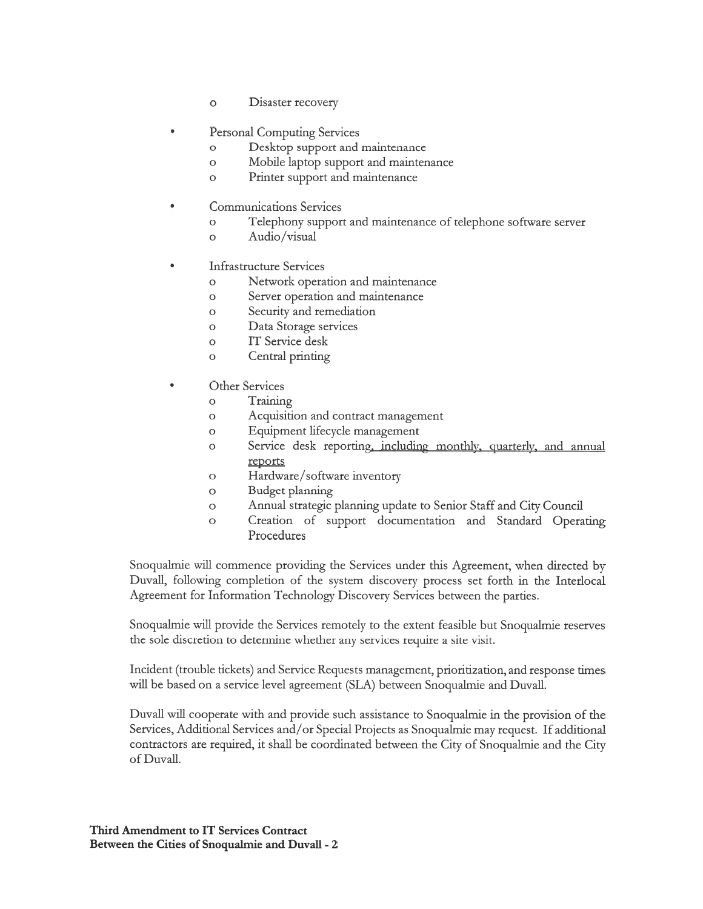- Disaster recovery

- Personal Computing Services
   - Desktop support and maintenance
   - Mobile laptop support and maintenance
   - Printer support and maintenance

- Communications Services
   - Telephony support and maintenance of telephone software server
   - Audio/visual

- Infrastructure Services
   - Network operation and maintenance
   - Server operation and maintenance
   - Security and remediation
   - Data Storage services
   - IT Service desk
   - Central printing

- Other Services
   - Training
   - Acquisition and contract management
   - Equipment lifecycle management
   - Service desk reporting, including monthly, quarterly, and annual reports
   - Hardware/software inventory
   - Budget planning
   - Annual strategic planning update to Senior Staff and City Council
   - Creation of support documentation and Standard Operating Procedures

Snoqualmie will commence providing the Services under this Agreement, when directed by Duvall, following completion of the system discovery process set forth in the Interlocal Agreement for Information Technology Discovery Services between the parties.

Snoqualmie will provide the Services remotely to the extent feasible but Snoqualmie reserves the sole discretion to determine whether any services require a site visit.

Incident (trouble tickets) and Service Requests management, prioritization, and response times will be based on a service level agreement (SLA) between Snoqualmie and Duvall.

Duvall will cooperate with and provide such assistance to Snoqualmie in the provision of the Services, Additional Services and/or Special Projects as Snoqualmie may request. If additional contractors are required, it shall be coordinated between the City of Snoqualmie and the City of Duvall.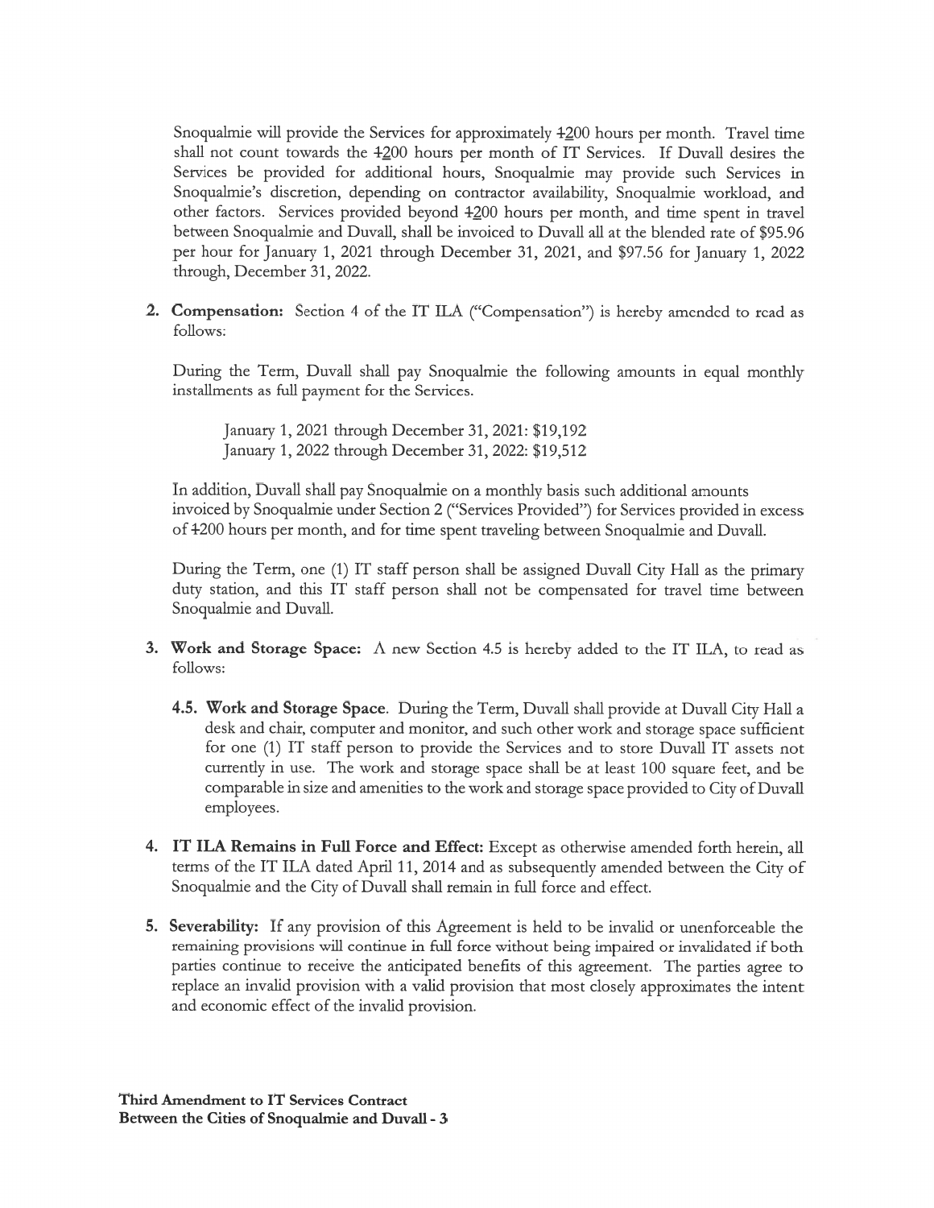Snoqualmie will provide the Services for approximately ~~1~~200 hours per month. Travel time shall not count towards the ~~1~~200 hours per month of IT Services. If Duvall desires the Services be provided for additional hours, Snoqualmie may provide such Services in Snoqualmie's discretion, depending on contractor availability, Snoqualmie workload, and other factors. Services provided beyond ~~1~~200 hours per month, and time spent in travel between Snoqualmie and Duvall, shall be invoiced to Duvall all at the blended rate of $95.96 per hour for January 1, 2021 through December 31, 2021, and $97.56 for January 1, 2022 through, December 31, 2022.

2. **Compensation:** Section 4 of the IT ILA ("Compensation") is hereby amended to read as follows:

   During the Term, Duvall shall pay Snoqualmie the following amounts in equal monthly installments as full payment for the Services.

   January 1, 2021 through December 31, 2021: $19,192
   January 1, 2022 through December 31, 2022: $19,512

   In addition, Duvall shall pay Snoqualmie on a monthly basis such additional amounts invoiced by Snoqualmie under Section 2 ("Services Provided") for Services provided in excess of ~~1~~200 hours per month, and for time spent traveling between Snoqualmie and Duvall.

   During the Term, one (1) IT staff person shall be assigned Duvall City Hall as the primary duty station, and this IT staff person shall not be compensated for travel time between Snoqualmie and Duvall.

3. **Work and Storage Space:** A new Section 4.5 is hereby added to the IT ILA, to read as follows:

   **4.5. Work and Storage Space**. During the Term, Duvall shall provide at Duvall City Hall a desk and chair, computer and monitor, and such other work and storage space sufficient for one (1) IT staff person to provide the Services and to store Duvall IT assets not currently in use. The work and storage space shall be at least 100 square feet, and be comparable in size and amenities to the work and storage space provided to City of Duvall employees.

4. **IT ILA Remains in Full Force and Effect:** Except as otherwise amended forth herein, all terms of the IT ILA dated April 11, 2014 and as subsequently amended between the City of Snoqualmie and the City of Duvall shall remain in full force and effect.

5. **Severability:** If any provision of this Agreement is held to be invalid or unenforceable the remaining provisions will continue in full force without being impaired or invalidated if both parties continue to receive the anticipated benefits of this agreement. The parties agree to replace an invalid provision with a valid provision that most closely approximates the intent and economic effect of the invalid provision.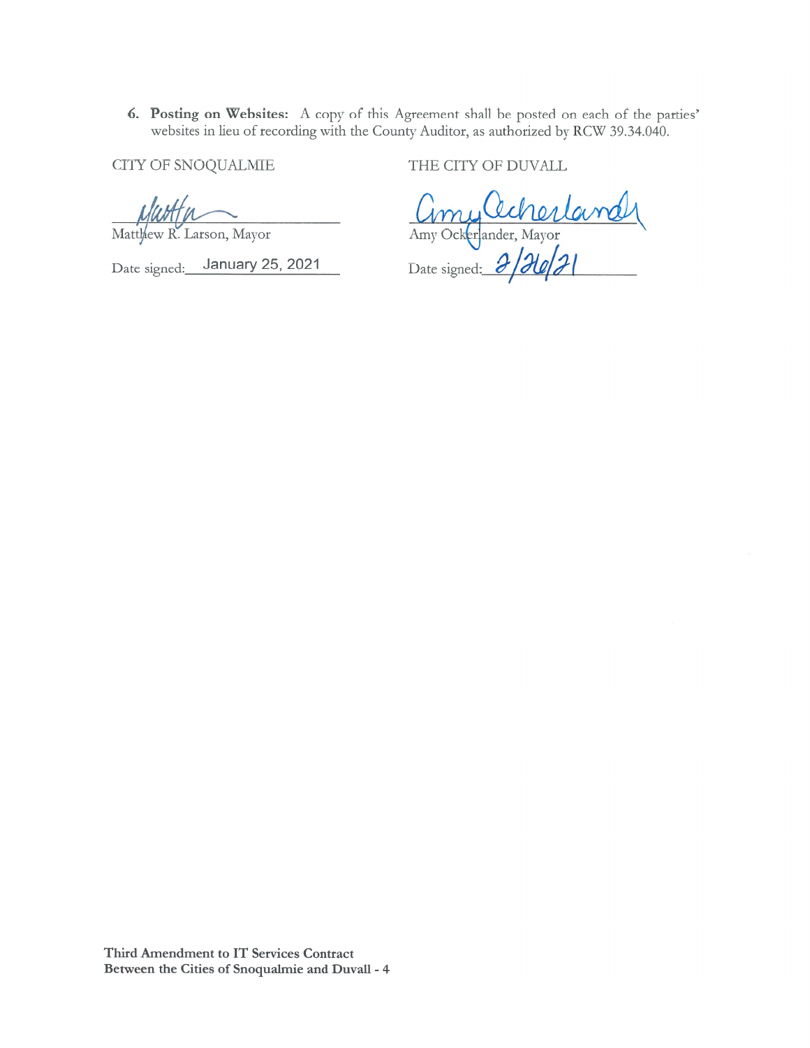6. **Posting on Websites:** A copy of this Agreement shall be posted on each of the parties' websites in lieu of recording with the County Auditor, as authorized by RCW 39.34.040.

| | |
|---|---|
| CITY OF SNOQUALMIE | THE CITY OF DUVALL |
| Matthew R. Larson, Mayor | Amy Ockerlander, Mayor |
| Date signed: January 25, 2021 | Date signed: 2/26/21 |

**Third Amendment to IT Services Contract**
**Between the Cities of Snoqualmie and Duvall - 4**